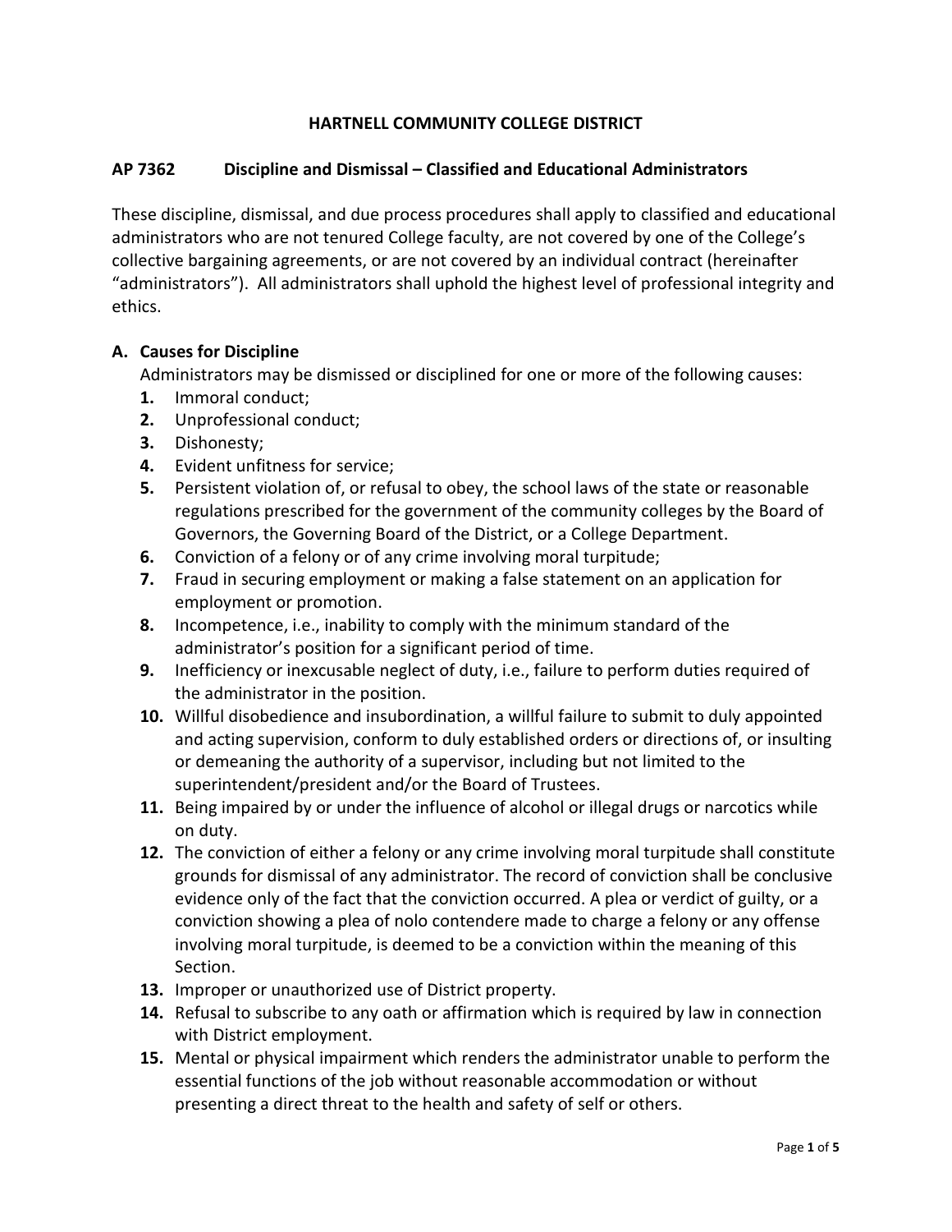# HARTNELL COMMUNITY COLLEGE DISTRICT

## AP 7362 Discipline and Dismissal – Classified and Educational Administrators

These discipline, dismissal, and due process procedures shall apply to classified and educational administrators who are not tenured College faculty, are not covered by one of the College's collective bargaining agreements, or are not covered by an individual contract (hereinafter "administrators"). All administrators shall uphold the highest level of professional integrity and ethics.

### A. Causes for Discipline

Administrators may be dismissed or disciplined for one or more of the following causes:

1. Immoral conduct;
2. Unprofessional conduct;
3. Dishonesty;
4. Evident unfitness for service;
5. Persistent violation of, or refusal to obey, the school laws of the state or reasonable regulations prescribed for the government of the community colleges by the Board of Governors, the Governing Board of the District, or a College Department.
6. Conviction of a felony or of any crime involving moral turpitude;
7. Fraud in securing employment or making a false statement on an application for employment or promotion.
8. Incompetence, i.e., inability to comply with the minimum standard of the administrator's position for a significant period of time.
9. Inefficiency or inexcusable neglect of duty, i.e., failure to perform duties required of the administrator in the position.
10. Willful disobedience and insubordination, a willful failure to submit to duly appointed and acting supervision, conform to duly established orders or directions of, or insulting or demeaning the authority of a supervisor, including but not limited to the superintendent/president and/or the Board of Trustees.
11. Being impaired by or under the influence of alcohol or illegal drugs or narcotics while on duty.
12. The conviction of either a felony or any crime involving moral turpitude shall constitute grounds for dismissal of any administrator. The record of conviction shall be conclusive evidence only of the fact that the conviction occurred. A plea or verdict of guilty, or a conviction showing a plea of nolo contendere made to charge a felony or any offense involving moral turpitude, is deemed to be a conviction within the meaning of this Section.
13. Improper or unauthorized use of District property.
14. Refusal to subscribe to any oath or affirmation which is required by law in connection with District employment.
15. Mental or physical impairment which renders the administrator unable to perform the essential functions of the job without reasonable accommodation or without presenting a direct threat to the health and safety of self or others.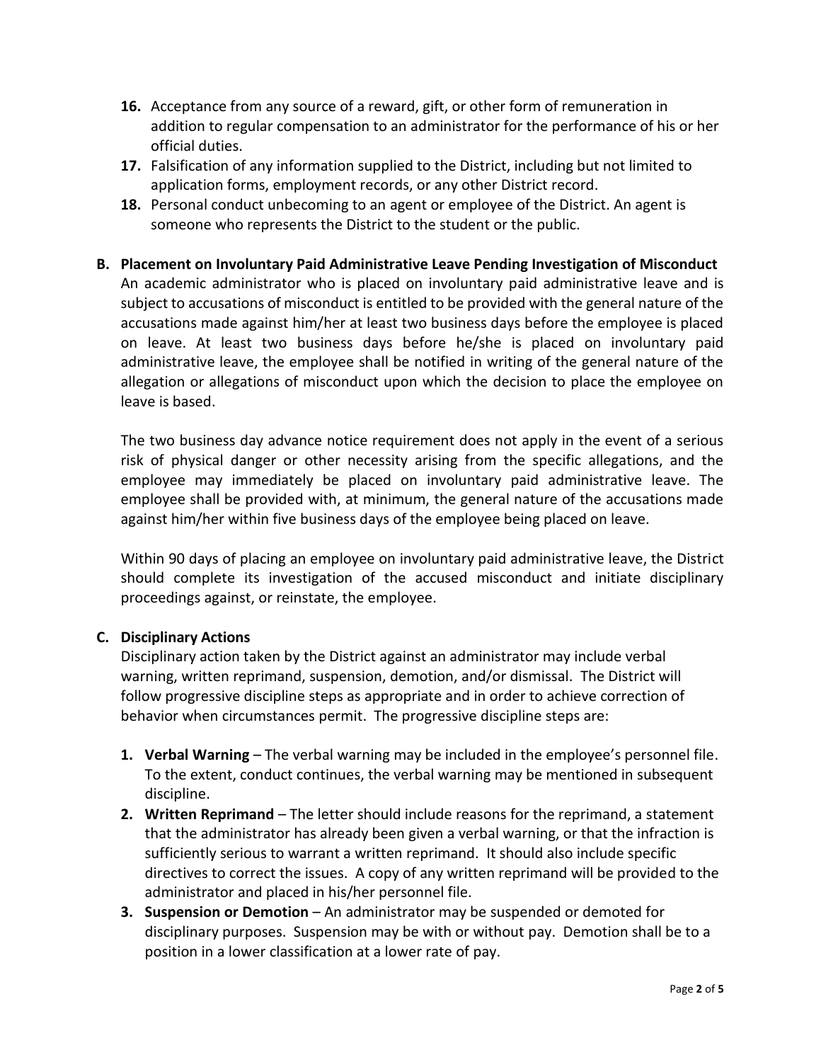16. **16.** Acceptance from any source of a reward, gift, or other form of remuneration in addition to regular compensation to an administrator for the performance of his or her official duties.
17. **17.** Falsification of any information supplied to the District, including but not limited to application forms, employment records, or any other District record.
18. **18.** Personal conduct unbecoming to an agent or employee of the District. An agent is someone who represents the District to the student or the public.

**B. Placement on Involuntary Paid Administrative Leave Pending Investigation of Misconduct**

An academic administrator who is placed on involuntary paid administrative leave and is subject to accusations of misconduct is entitled to be provided with the general nature of the accusations made against him/her at least two business days before the employee is placed on leave. At least two business days before he/she is placed on involuntary paid administrative leave, the employee shall be notified in writing of the general nature of the allegation or allegations of misconduct upon which the decision to place the employee on leave is based.

The two business day advance notice requirement does not apply in the event of a serious risk of physical danger or other necessity arising from the specific allegations, and the employee may immediately be placed on involuntary paid administrative leave. The employee shall be provided with, at minimum, the general nature of the accusations made against him/her within five business days of the employee being placed on leave.

Within 90 days of placing an employee on involuntary paid administrative leave, the District should complete its investigation of the accused misconduct and initiate disciplinary proceedings against, or reinstate, the employee.

**C. Disciplinary Actions**

Disciplinary action taken by the District against an administrator may include verbal warning, written reprimand, suspension, demotion, and/or dismissal. The District will follow progressive discipline steps as appropriate and in order to achieve correction of behavior when circumstances permit. The progressive discipline steps are:

1. **Verbal Warning** – The verbal warning may be included in the employee's personnel file. To the extent, conduct continues, the verbal warning may be mentioned in subsequent discipline.
2. **Written Reprimand** – The letter should include reasons for the reprimand, a statement that the administrator has already been given a verbal warning, or that the infraction is sufficiently serious to warrant a written reprimand. It should also include specific directives to correct the issues. A copy of any written reprimand will be provided to the administrator and placed in his/her personnel file.
3. **Suspension or Demotion** – An administrator may be suspended or demoted for disciplinary purposes. Suspension may be with or without pay. Demotion shall be to a position in a lower classification at a lower rate of pay.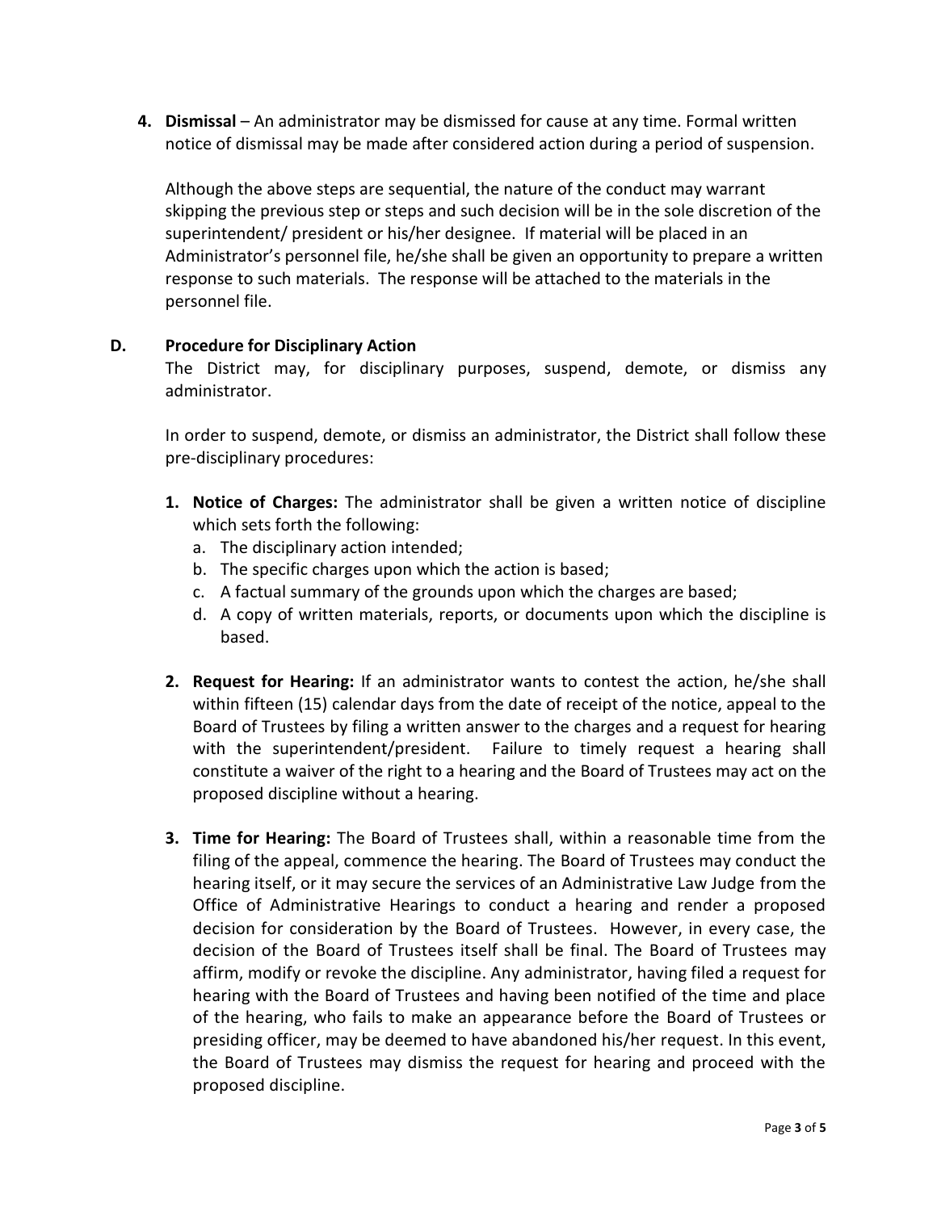4. **Dismissal** – An administrator may be dismissed for cause at any time. Formal written notice of dismissal may be made after considered action during a period of suspension.

   Although the above steps are sequential, the nature of the conduct may warrant skipping the previous step or steps and such decision will be in the sole discretion of the superintendent/ president or his/her designee. If material will be placed in an Administrator's personnel file, he/she shall be given an opportunity to prepare a written response to such materials. The response will be attached to the materials in the personnel file.

**D. Procedure for Disciplinary Action**

The District may, for disciplinary purposes, suspend, demote, or dismiss any administrator.

In order to suspend, demote, or dismiss an administrator, the District shall follow these pre-disciplinary procedures:

1. **Notice of Charges:** The administrator shall be given a written notice of discipline which sets forth the following:
   a. The disciplinary action intended;
   b. The specific charges upon which the action is based;
   c. A factual summary of the grounds upon which the charges are based;
   d. A copy of written materials, reports, or documents upon which the discipline is based.

2. **Request for Hearing:** If an administrator wants to contest the action, he/she shall within fifteen (15) calendar days from the date of receipt of the notice, appeal to the Board of Trustees by filing a written answer to the charges and a request for hearing with the superintendent/president. Failure to timely request a hearing shall constitute a waiver of the right to a hearing and the Board of Trustees may act on the proposed discipline without a hearing.

3. **Time for Hearing:** The Board of Trustees shall, within a reasonable time from the filing of the appeal, commence the hearing. The Board of Trustees may conduct the hearing itself, or it may secure the services of an Administrative Law Judge from the Office of Administrative Hearings to conduct a hearing and render a proposed decision for consideration by the Board of Trustees. However, in every case, the decision of the Board of Trustees itself shall be final. The Board of Trustees may affirm, modify or revoke the discipline. Any administrator, having filed a request for hearing with the Board of Trustees and having been notified of the time and place of the hearing, who fails to make an appearance before the Board of Trustees or presiding officer, may be deemed to have abandoned his/her request. In this event, the Board of Trustees may dismiss the request for hearing and proceed with the proposed discipline.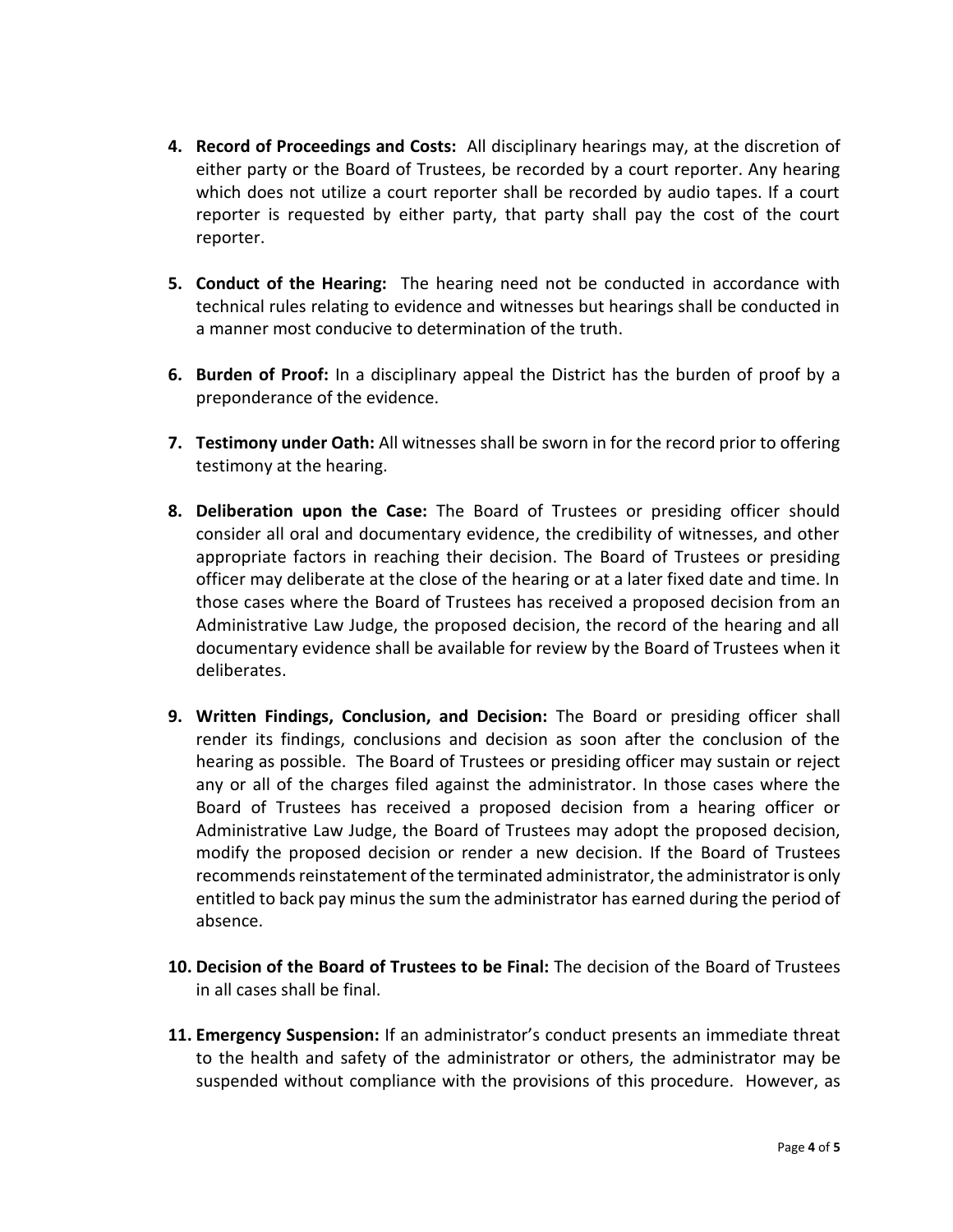4. **Record of Proceedings and Costs:** All disciplinary hearings may, at the discretion of either party or the Board of Trustees, be recorded by a court reporter. Any hearing which does not utilize a court reporter shall be recorded by audio tapes. If a court reporter is requested by either party, that party shall pay the cost of the court reporter.

5. **Conduct of the Hearing:** The hearing need not be conducted in accordance with technical rules relating to evidence and witnesses but hearings shall be conducted in a manner most conducive to determination of the truth.

6. **Burden of Proof:** In a disciplinary appeal the District has the burden of proof by a preponderance of the evidence.

7. **Testimony under Oath:** All witnesses shall be sworn in for the record prior to offering testimony at the hearing.

8. **Deliberation upon the Case:** The Board of Trustees or presiding officer should consider all oral and documentary evidence, the credibility of witnesses, and other appropriate factors in reaching their decision. The Board of Trustees or presiding officer may deliberate at the close of the hearing or at a later fixed date and time. In those cases where the Board of Trustees has received a proposed decision from an Administrative Law Judge, the proposed decision, the record of the hearing and all documentary evidence shall be available for review by the Board of Trustees when it deliberates.

9. **Written Findings, Conclusion, and Decision:** The Board or presiding officer shall render its findings, conclusions and decision as soon after the conclusion of the hearing as possible. The Board of Trustees or presiding officer may sustain or reject any or all of the charges filed against the administrator. In those cases where the Board of Trustees has received a proposed decision from a hearing officer or Administrative Law Judge, the Board of Trustees may adopt the proposed decision, modify the proposed decision or render a new decision. If the Board of Trustees recommends reinstatement of the terminated administrator, the administrator is only entitled to back pay minus the sum the administrator has earned during the period of absence.

10. **Decision of the Board of Trustees to be Final:** The decision of the Board of Trustees in all cases shall be final.

11. **Emergency Suspension:** If an administrator's conduct presents an immediate threat to the health and safety of the administrator or others, the administrator may be suspended without compliance with the provisions of this procedure. However, as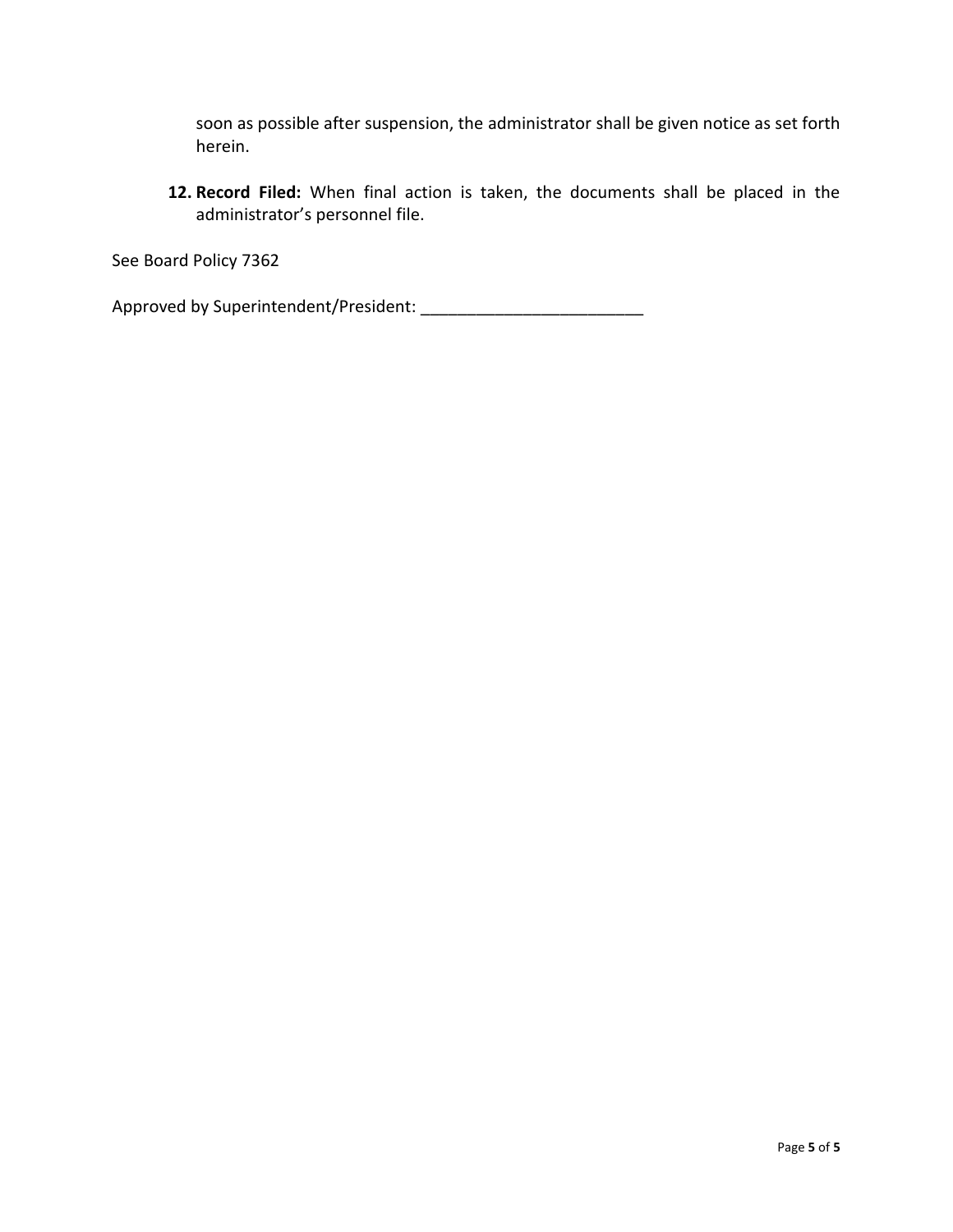soon as possible after suspension, the administrator shall be given notice as set forth herein.

12. **Record Filed:** When final action is taken, the documents shall be placed in the administrator's personnel file.

See Board Policy 7362

Approved by Superintendent/President: ________________________